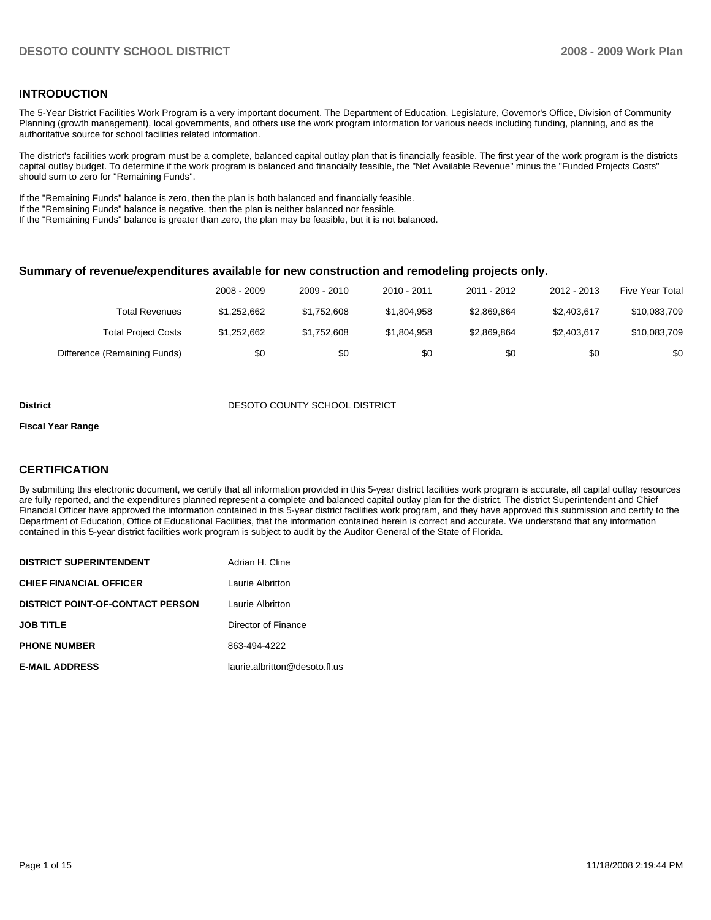## INTRODUCTION

The 5-Year District Facilities Work Program is a very important document. The Department of Education, Legislature, Governor's Office, Division of Community Planning (growth management), local governments, and others use the work program information for various needs including funding, planning, and as the authoritative source for school facilities related information.

The district's facilities work program must be a complete, balanced capital outlay plan that is financially feasible. The first year of the work program is the districts capital outlay budget. To determine if the work program is balanced and financially feasible, the "Net Available Revenue" minus the "Funded Projects Costs" should sum to zero for "Remaining Funds".

If the "Remaining Funds" balance is zero, then the plan is both balanced and financially feasible.
If the "Remaining Funds" balance is negative, then the plan is neither balanced nor feasible.
If the "Remaining Funds" balance is greater than zero, the plan may be feasible, but it is not balanced.

### Summary of revenue/expenditures available for new construction and remodeling projects only.

| | 2008 - 2009 | 2009 - 2010 | 2010 - 2011 | 2011 - 2012 | 2012 - 2013 | Five Year Total |
|---|---|---|---|---|---|---|
| Total Revenues | $1,252,662 | $1,752,608 | $1,804,958 | $2,869,864 | $2,403,617 | $10,083,709 |
| Total Project Costs | $1,252,662 | $1,752,608 | $1,804,958 | $2,869,864 | $2,403,617 | $10,083,709 |
| Difference (Remaining Funds) | $0 | $0 | $0 | $0 | $0 | $0 |

**District** DESOTO COUNTY SCHOOL DISTRICT

**Fiscal Year Range**

## CERTIFICATION

By submitting this electronic document, we certify that all information provided in this 5-year district facilities work program is accurate, all capital outlay resources are fully reported, and the expenditures planned represent a complete and balanced capital outlay plan for the district. The district Superintendent and Chief Financial Officer have approved the information contained in this 5-year district facilities work program, and they have approved this submission and certify to the Department of Education, Office of Educational Facilities, that the information contained herein is correct and accurate. We understand that any information contained in this 5-year district facilities work program is subject to audit by the Auditor General of the State of Florida.

| | |
|---|---|
| **DISTRICT SUPERINTENDENT** | Adrian H. Cline |
| **CHIEF FINANCIAL OFFICER** | Laurie Albritton |
| **DISTRICT POINT-OF-CONTACT PERSON** | Laurie Albritton |
| **JOB TITLE** | Director of Finance |
| **PHONE NUMBER** | 863-494-4222 |
| **E-MAIL ADDRESS** | laurie.albritton@desoto.fl.us |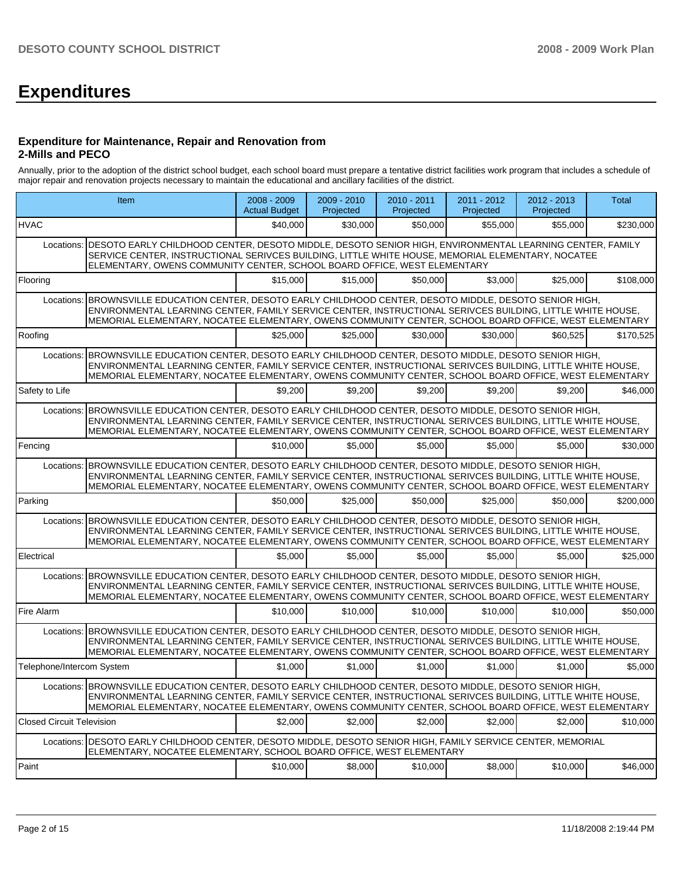# Expenditures

### Expenditure for Maintenance, Repair and Renovation from 2-Mills and PECO

Annually, prior to the adoption of the district school budget, each school board must prepare a tentative district facilities work program that includes a schedule of major repair and renovation projects necessary to maintain the educational and ancillary facilities of the district.

| Item | | 2008 - 2009 Actual Budget | 2009 - 2010 Projected | 2010 - 2011 Projected | 2011 - 2012 Projected | 2012 - 2013 Projected | Total |
|---|---|---|---|---|---|---|---|
| HVAC | | $40,000 | $30,000 | $50,000 | $55,000 | $55,000 | $230,000 |
| Locations: | DESOTO EARLY CHILDHOOD CENTER, DESOTO MIDDLE, DESOTO SENIOR HIGH, ENVIRONMENTAL LEARNING CENTER, FAMILY SERVICE CENTER, INSTRUCTIONAL SERIVCES BUILDING, LITTLE WHITE HOUSE, MEMORIAL ELEMENTARY, NOCATEE ELEMENTARY, OWENS COMMUNITY CENTER, SCHOOL BOARD OFFICE, WEST ELEMENTARY | | | | | | |
| Flooring | | $15,000 | $15,000 | $50,000 | $3,000 | $25,000 | $108,000 |
| Locations: | BROWNSVILLE EDUCATION CENTER, DESOTO EARLY CHILDHOOD CENTER, DESOTO MIDDLE, DESOTO SENIOR HIGH, ENVIRONMENTAL LEARNING CENTER, FAMILY SERVICE CENTER, INSTRUCTIONAL SERIVCES BUILDING, LITTLE WHITE HOUSE, MEMORIAL ELEMENTARY, NOCATEE ELEMENTARY, OWENS COMMUNITY CENTER, SCHOOL BOARD OFFICE, WEST ELEMENTARY | | | | | | |
| Roofing | | $25,000 | $25,000 | $30,000 | $30,000 | $60,525 | $170,525 |
| Locations: | BROWNSVILLE EDUCATION CENTER, DESOTO EARLY CHILDHOOD CENTER, DESOTO MIDDLE, DESOTO SENIOR HIGH, ENVIRONMENTAL LEARNING CENTER, FAMILY SERVICE CENTER, INSTRUCTIONAL SERIVCES BUILDING, LITTLE WHITE HOUSE, MEMORIAL ELEMENTARY, NOCATEE ELEMENTARY, OWENS COMMUNITY CENTER, SCHOOL BOARD OFFICE, WEST ELEMENTARY | | | | | | |
| Safety to Life | | $9,200 | $9,200 | $9,200 | $9,200 | $9,200 | $46,000 |
| Locations: | BROWNSVILLE EDUCATION CENTER, DESOTO EARLY CHILDHOOD CENTER, DESOTO MIDDLE, DESOTO SENIOR HIGH, ENVIRONMENTAL LEARNING CENTER, FAMILY SERVICE CENTER, INSTRUCTIONAL SERIVCES BUILDING, LITTLE WHITE HOUSE, MEMORIAL ELEMENTARY, NOCATEE ELEMENTARY, OWENS COMMUNITY CENTER, SCHOOL BOARD OFFICE, WEST ELEMENTARY | | | | | | |
| Fencing | | $10,000 | $5,000 | $5,000 | $5,000 | $5,000 | $30,000 |
| Locations: | BROWNSVILLE EDUCATION CENTER, DESOTO EARLY CHILDHOOD CENTER, DESOTO MIDDLE, DESOTO SENIOR HIGH, ENVIRONMENTAL LEARNING CENTER, FAMILY SERVICE CENTER, INSTRUCTIONAL SERIVCES BUILDING, LITTLE WHITE HOUSE, MEMORIAL ELEMENTARY, NOCATEE ELEMENTARY, OWENS COMMUNITY CENTER, SCHOOL BOARD OFFICE, WEST ELEMENTARY | | | | | | |
| Parking | | $50,000 | $25,000 | $50,000 | $25,000 | $50,000 | $200,000 |
| Locations: | BROWNSVILLE EDUCATION CENTER, DESOTO EARLY CHILDHOOD CENTER, DESOTO MIDDLE, DESOTO SENIOR HIGH, ENVIRONMENTAL LEARNING CENTER, FAMILY SERVICE CENTER, INSTRUCTIONAL SERIVCES BUILDING, LITTLE WHITE HOUSE, MEMORIAL ELEMENTARY, NOCATEE ELEMENTARY, OWENS COMMUNITY CENTER, SCHOOL BOARD OFFICE, WEST ELEMENTARY | | | | | | |
| Electrical | | $5,000 | $5,000 | $5,000 | $5,000 | $5,000 | $25,000 |
| Locations: | BROWNSVILLE EDUCATION CENTER, DESOTO EARLY CHILDHOOD CENTER, DESOTO MIDDLE, DESOTO SENIOR HIGH, ENVIRONMENTAL LEARNING CENTER, FAMILY SERVICE CENTER, INSTRUCTIONAL SERIVCES BUILDING, LITTLE WHITE HOUSE, MEMORIAL ELEMENTARY, NOCATEE ELEMENTARY, OWENS COMMUNITY CENTER, SCHOOL BOARD OFFICE, WEST ELEMENTARY | | | | | | |
| Fire Alarm | | $10,000 | $10,000 | $10,000 | $10,000 | $10,000 | $50,000 |
| Locations: | BROWNSVILLE EDUCATION CENTER, DESOTO EARLY CHILDHOOD CENTER, DESOTO MIDDLE, DESOTO SENIOR HIGH, ENVIRONMENTAL LEARNING CENTER, FAMILY SERVICE CENTER, INSTRUCTIONAL SERIVCES BUILDING, LITTLE WHITE HOUSE, MEMORIAL ELEMENTARY, NOCATEE ELEMENTARY, OWENS COMMUNITY CENTER, SCHOOL BOARD OFFICE, WEST ELEMENTARY | | | | | | |
| Telephone/Intercom System | | $1,000 | $1,000 | $1,000 | $1,000 | $1,000 | $5,000 |
| Locations: | BROWNSVILLE EDUCATION CENTER, DESOTO EARLY CHILDHOOD CENTER, DESOTO MIDDLE, DESOTO SENIOR HIGH, ENVIRONMENTAL LEARNING CENTER, FAMILY SERVICE CENTER, INSTRUCTIONAL SERIVCES BUILDING, LITTLE WHITE HOUSE, MEMORIAL ELEMENTARY, NOCATEE ELEMENTARY, OWENS COMMUNITY CENTER, SCHOOL BOARD OFFICE, WEST ELEMENTARY | | | | | | |
| Closed Circuit Television | | $2,000 | $2,000 | $2,000 | $2,000 | $2,000 | $10,000 |
| Locations: | DESOTO EARLY CHILDHOOD CENTER, DESOTO MIDDLE, DESOTO SENIOR HIGH, FAMILY SERVICE CENTER, MEMORIAL ELEMENTARY, NOCATEE ELEMENTARY, SCHOOL BOARD OFFICE, WEST ELEMENTARY | | | | | | |
| Paint | | $10,000 | $8,000 | $10,000 | $8,000 | $10,000 | $46,000 |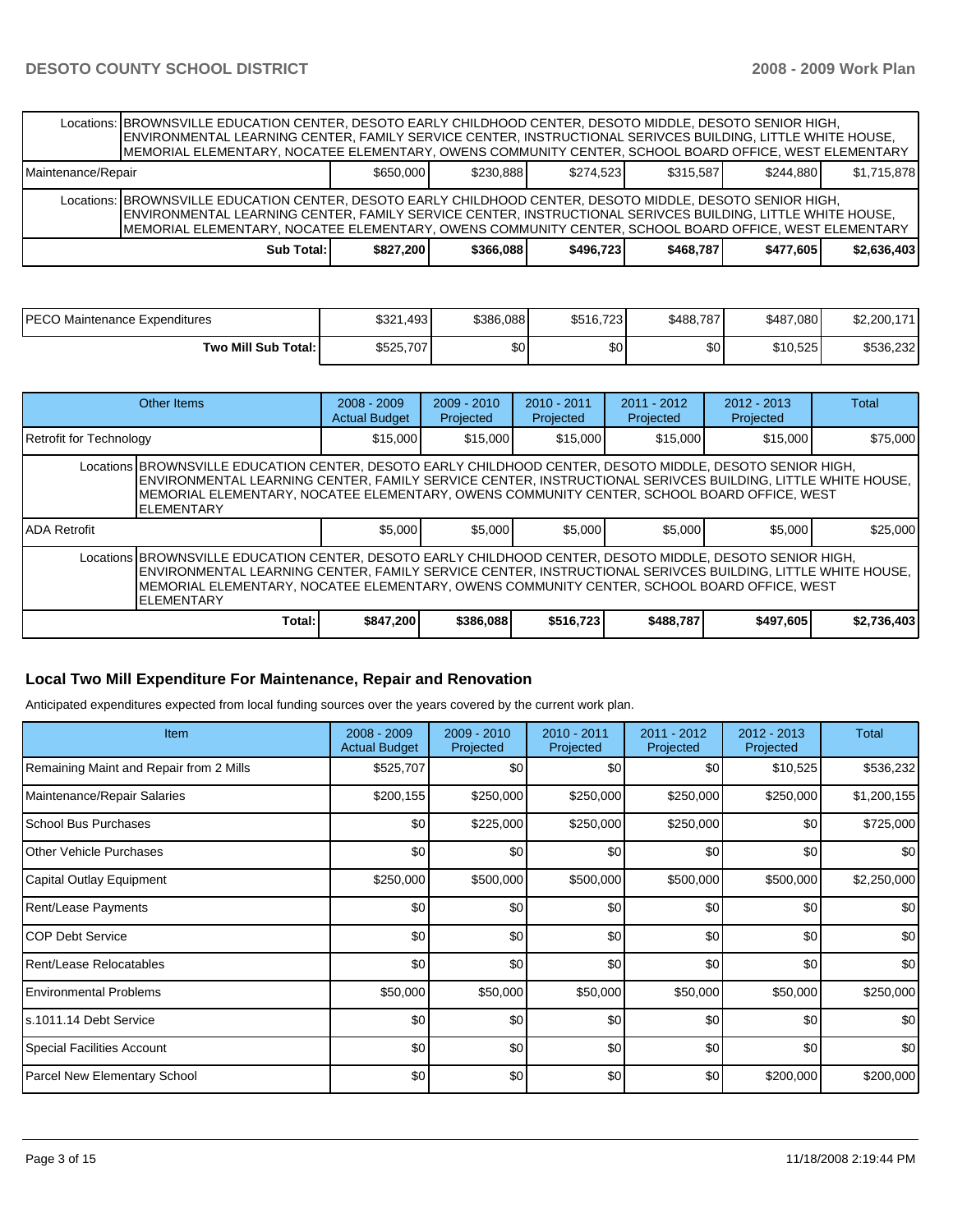| | | | | | | |
|---|---|---|---|---|---|---|
| Locations: | BROWNSVILLE EDUCATION CENTER, DESOTO EARLY CHILDHOOD CENTER, DESOTO MIDDLE, DESOTO SENIOR HIGH, ENVIRONMENTAL LEARNING CENTER, FAMILY SERVICE CENTER, INSTRUCTIONAL SERIVCES BUILDING, LITTLE WHITE HOUSE, MEMORIAL ELEMENTARY, NOCATEE ELEMENTARY, OWENS COMMUNITY CENTER, SCHOOL BOARD OFFICE, WEST ELEMENTARY | | | | | |
| Maintenance/Repair | | $650,000 | $230,888 | $274,523 | $315,587 | $244,880 | $1,715,878 |
| Locations: | BROWNSVILLE EDUCATION CENTER, DESOTO EARLY CHILDHOOD CENTER, DESOTO MIDDLE, DESOTO SENIOR HIGH, ENVIRONMENTAL LEARNING CENTER, FAMILY SERVICE CENTER, INSTRUCTIONAL SERIVCES BUILDING, LITTLE WHITE HOUSE, MEMORIAL ELEMENTARY, NOCATEE ELEMENTARY, OWENS COMMUNITY CENTER, SCHOOL BOARD OFFICE, WEST ELEMENTARY | | | | | |
| | **Sub Total:** | **$827,200** | **$366,088** | **$496,723** | **$468,787** | **$477,605** | **$2,636,403** |

| | | | | | | |
|---|---|---|---|---|---|---|
| PECO Maintenance Expenditures | $321,493 | $386,088 | $516,723 | $488,787 | $487,080 | $2,200,171 |
| **Two Mill Sub Total:** | $525,707 | $0 | $0 | $0 | $10,525 | $536,232 |

| Other Items | | 2008 - 2009 Actual Budget | 2009 - 2010 Projected | 2010 - 2011 Projected | 2011 - 2012 Projected | 2012 - 2013 Projected | Total |
|---|---|---|---|---|---|---|---|
| Retrofit for Technology | | $15,000 | $15,000 | $15,000 | $15,000 | $15,000 | $75,000 |
| Locations | BROWNSVILLE EDUCATION CENTER, DESOTO EARLY CHILDHOOD CENTER, DESOTO MIDDLE, DESOTO SENIOR HIGH, ENVIRONMENTAL LEARNING CENTER, FAMILY SERVICE CENTER, INSTRUCTIONAL SERIVCES BUILDING, LITTLE WHITE HOUSE, MEMORIAL ELEMENTARY, NOCATEE ELEMENTARY, OWENS COMMUNITY CENTER, SCHOOL BOARD OFFICE, WEST ELEMENTARY | | | | | | |
| ADA Retrofit | | $5,000 | $5,000 | $5,000 | $5,000 | $5,000 | $25,000 |
| Locations | BROWNSVILLE EDUCATION CENTER, DESOTO EARLY CHILDHOOD CENTER, DESOTO MIDDLE, DESOTO SENIOR HIGH, ENVIRONMENTAL LEARNING CENTER, FAMILY SERVICE CENTER, INSTRUCTIONAL SERIVCES BUILDING, LITTLE WHITE HOUSE, MEMORIAL ELEMENTARY, NOCATEE ELEMENTARY, OWENS COMMUNITY CENTER, SCHOOL BOARD OFFICE, WEST ELEMENTARY | | | | | | |
| | **Total:** | **$847,200** | **$386,088** | **$516,723** | **$488,787** | **$497,605** | **$2,736,403** |

## Local Two Mill Expenditure For Maintenance, Repair and Renovation

Anticipated expenditures expected from local funding sources over the years covered by the current work plan.

| Item | 2008 - 2009 Actual Budget | 2009 - 2010 Projected | 2010 - 2011 Projected | 2011 - 2012 Projected | 2012 - 2013 Projected | Total |
|---|---|---|---|---|---|---|
| Remaining Maint and Repair from 2 Mills | $525,707 | $0 | $0 | $0 | $10,525 | $536,232 |
| Maintenance/Repair Salaries | $200,155 | $250,000 | $250,000 | $250,000 | $250,000 | $1,200,155 |
| School Bus Purchases | $0 | $225,000 | $250,000 | $250,000 | $0 | $725,000 |
| Other Vehicle Purchases | $0 | $0 | $0 | $0 | $0 | $0 |
| Capital Outlay Equipment | $250,000 | $500,000 | $500,000 | $500,000 | $500,000 | $2,250,000 |
| Rent/Lease Payments | $0 | $0 | $0 | $0 | $0 | $0 |
| COP Debt Service | $0 | $0 | $0 | $0 | $0 | $0 |
| Rent/Lease Relocatables | $0 | $0 | $0 | $0 | $0 | $0 |
| Environmental Problems | $50,000 | $50,000 | $50,000 | $50,000 | $50,000 | $250,000 |
| s.1011.14 Debt Service | $0 | $0 | $0 | $0 | $0 | $0 |
| Special Facilities Account | $0 | $0 | $0 | $0 | $0 | $0 |
| Parcel New Elementary School | $0 | $0 | $0 | $0 | $200,000 | $200,000 |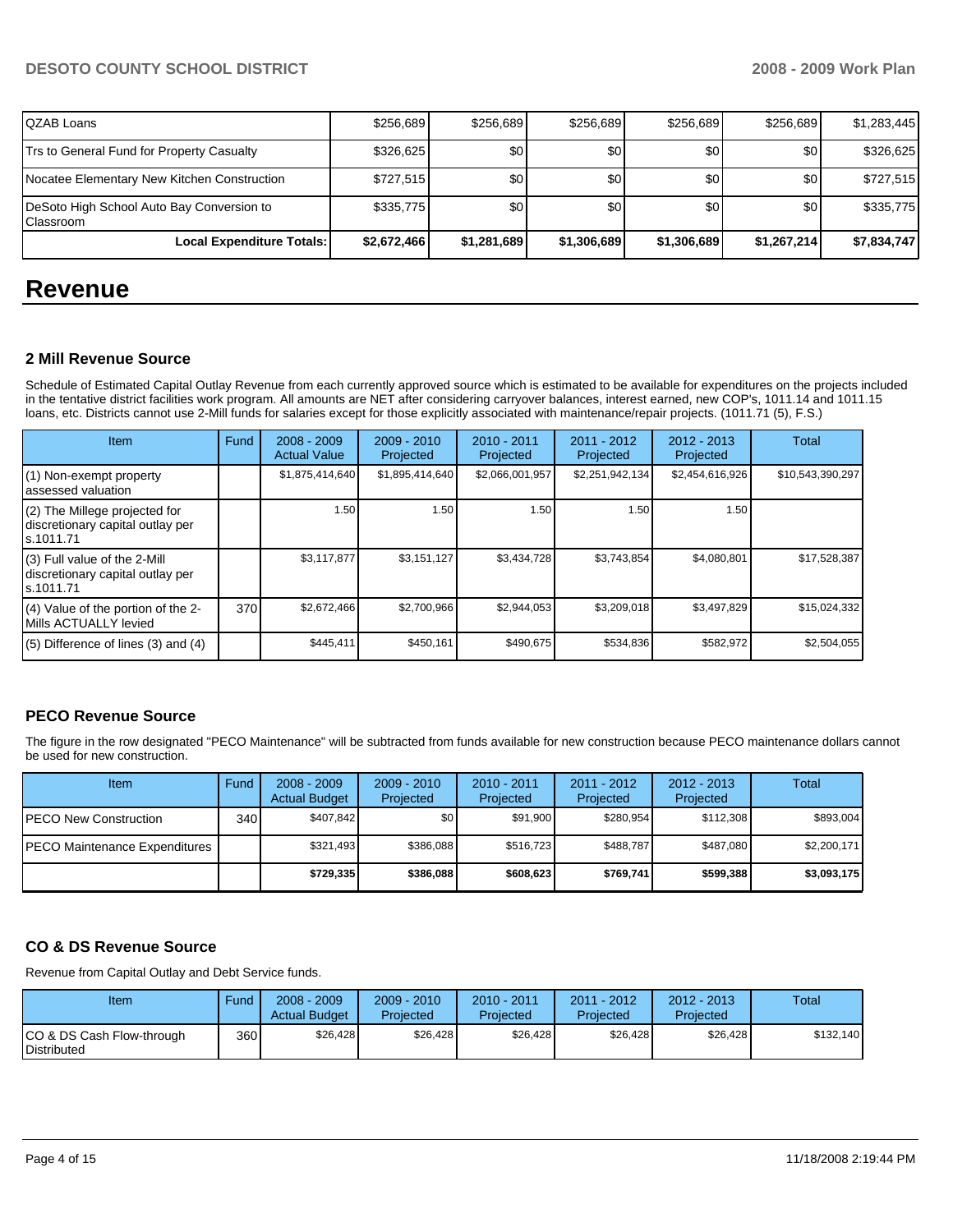| | | | | | | |
|---|---|---|---|---|---|---|
| QZAB Loans | $256,689 | $256,689 | $256,689 | $256,689 | $256,689 | $1,283,445 |
| Trs to General Fund for Property Casualty | $326,625 | $0 | $0 | $0 | $0 | $326,625 |
| Nocatee Elementary New Kitchen Construction | $727,515 | $0 | $0 | $0 | $0 | $727,515 |
| DeSoto High School Auto Bay Conversion to Classroom | $335,775 | $0 | $0 | $0 | $0 | $335,775 |
| **Local Expenditure Totals:** | **$2,672,466** | **$1,281,689** | **$1,306,689** | **$1,306,689** | **$1,267,214** | **$7,834,747** |

# Revenue

### 2 Mill Revenue Source

Schedule of Estimated Capital Outlay Revenue from each currently approved source which is estimated to be available for expenditures on the projects included in the tentative district facilities work program. All amounts are NET after considering carryover balances, interest earned, new COP's, 1011.14 and 1011.15 loans, etc. Districts cannot use 2-Mill funds for salaries except for those explicitly associated with maintenance/repair projects. (1011.71 (5), F.S.)

| Item | Fund | 2008 - 2009 Actual Value | 2009 - 2010 Projected | 2010 - 2011 Projected | 2011 - 2012 Projected | 2012 - 2013 Projected | Total |
|---|---|---|---|---|---|---|---|
| (1) Non-exempt property assessed valuation | | $1,875,414,640 | $1,895,414,640 | $2,066,001,957 | $2,251,942,134 | $2,454,616,926 | $10,543,390,297 |
| (2) The Millege projected for discretionary capital outlay per s.1011.71 | | 1.50 | 1.50 | 1.50 | 1.50 | 1.50 | |
| (3) Full value of the 2-Mill discretionary capital outlay per s.1011.71 | | $3,117,877 | $3,151,127 | $3,434,728 | $3,743,854 | $4,080,801 | $17,528,387 |
| (4) Value of the portion of the 2-Mills ACTUALLY levied | 370 | $2,672,466 | $2,700,966 | $2,944,053 | $3,209,018 | $3,497,829 | $15,024,332 |
| (5) Difference of lines (3) and (4) | | $445,411 | $450,161 | $490,675 | $534,836 | $582,972 | $2,504,055 |

### PECO Revenue Source

The figure in the row designated "PECO Maintenance" will be subtracted from funds available for new construction because PECO maintenance dollars cannot be used for new construction.

| Item | Fund | 2008 - 2009 Actual Budget | 2009 - 2010 Projected | 2010 - 2011 Projected | 2011 - 2012 Projected | 2012 - 2013 Projected | Total |
|---|---|---|---|---|---|---|---|
| PECO New Construction | 340 | $407,842 | $0 | $91,900 | $280,954 | $112,308 | $893,004 |
| PECO Maintenance Expenditures | | $321,493 | $386,088 | $516,723 | $488,787 | $487,080 | $2,200,171 |
| | | **$729,335** | **$386,088** | **$608,623** | **$769,741** | **$599,388** | **$3,093,175** |

### CO & DS Revenue Source

Revenue from Capital Outlay and Debt Service funds.

| Item | Fund | 2008 - 2009 Actual Budget | 2009 - 2010 Projected | 2010 - 2011 Projected | 2011 - 2012 Projected | 2012 - 2013 Projected | Total |
|---|---|---|---|---|---|---|---|
| CO & DS Cash Flow-through Distributed | 360 | $26,428 | $26,428 | $26,428 | $26,428 | $26,428 | $132,140 |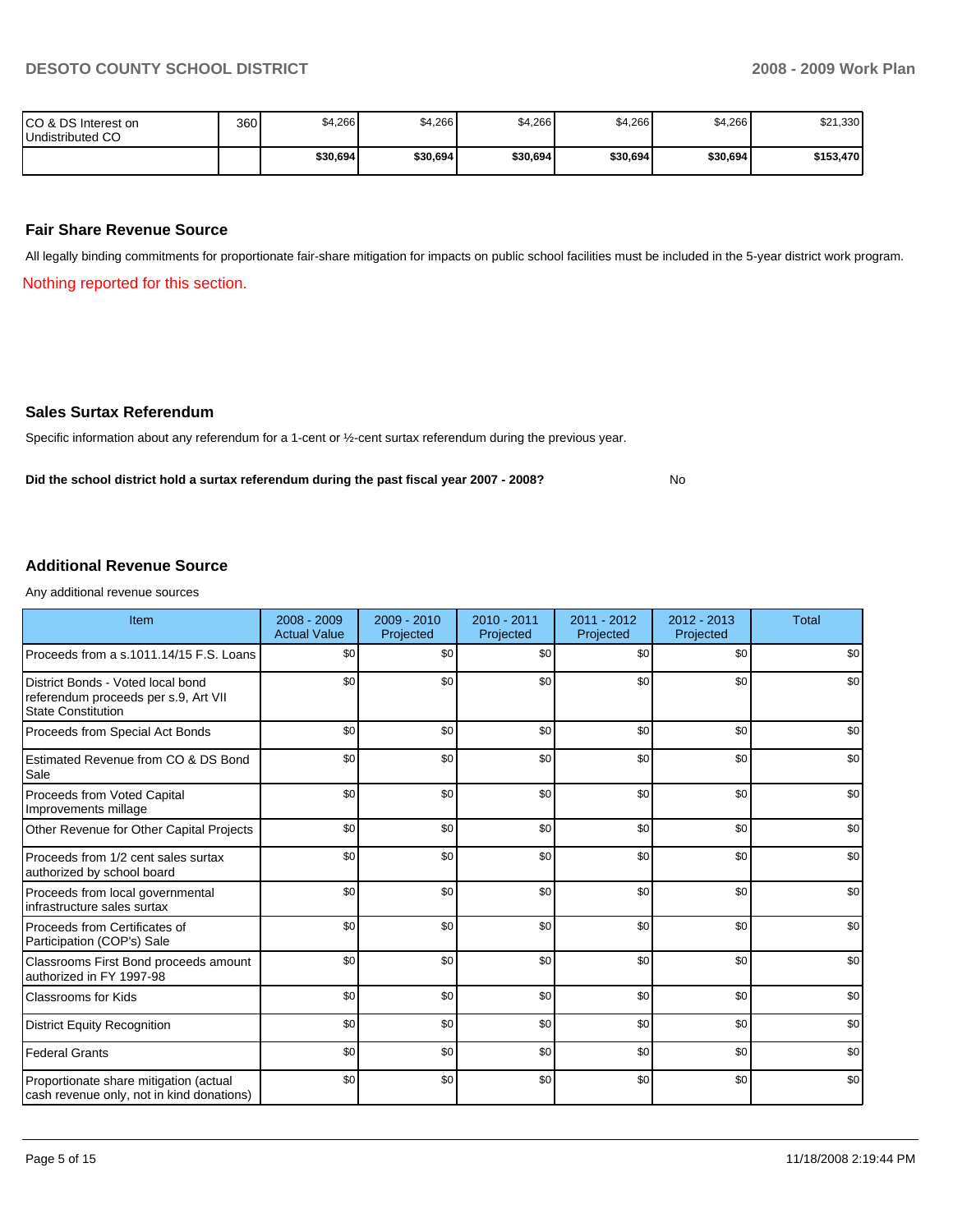| | | | | | | | |
|---|---|---|---|---|---|---|---|
| CO & DS Interest on Undistributed CO | 360 | $4,266 | $4,266 | $4,266 | $4,266 | $4,266 | $21,330 |
| | | **$30,694** | **$30,694** | **$30,694** | **$30,694** | **$30,694** | **$153,470** |

### Fair Share Revenue Source

All legally binding commitments for proportionate fair-share mitigation for impacts on public school facilities must be included in the 5-year district work program.

Nothing reported for this section.

### Sales Surtax Referendum

Specific information about any referendum for a 1-cent or ½-cent surtax referendum during the previous year.

**Did the school district hold a surtax referendum during the past fiscal year 2007 - 2008?** No

### Additional Revenue Source

Any additional revenue sources

| Item | 2008 - 2009 Actual Value | 2009 - 2010 Projected | 2010 - 2011 Projected | 2011 - 2012 Projected | 2012 - 2013 Projected | Total |
|---|---|---|---|---|---|---|
| Proceeds from a s.1011.14/15 F.S. Loans | $0 | $0 | $0 | $0 | $0 | $0 |
| District Bonds - Voted local bond referendum proceeds per s.9, Art VII State Constitution | $0 | $0 | $0 | $0 | $0 | $0 |
| Proceeds from Special Act Bonds | $0 | $0 | $0 | $0 | $0 | $0 |
| Estimated Revenue from CO & DS Bond Sale | $0 | $0 | $0 | $0 | $0 | $0 |
| Proceeds from Voted Capital Improvements millage | $0 | $0 | $0 | $0 | $0 | $0 |
| Other Revenue for Other Capital Projects | $0 | $0 | $0 | $0 | $0 | $0 |
| Proceeds from 1/2 cent sales surtax authorized by school board | $0 | $0 | $0 | $0 | $0 | $0 |
| Proceeds from local governmental infrastructure sales surtax | $0 | $0 | $0 | $0 | $0 | $0 |
| Proceeds from Certificates of Participation (COP's) Sale | $0 | $0 | $0 | $0 | $0 | $0 |
| Classrooms First Bond proceeds amount authorized in FY 1997-98 | $0 | $0 | $0 | $0 | $0 | $0 |
| Classrooms for Kids | $0 | $0 | $0 | $0 | $0 | $0 |
| District Equity Recognition | $0 | $0 | $0 | $0 | $0 | $0 |
| Federal Grants | $0 | $0 | $0 | $0 | $0 | $0 |
| Proportionate share mitigation (actual cash revenue only, not in kind donations) | $0 | $0 | $0 | $0 | $0 | $0 |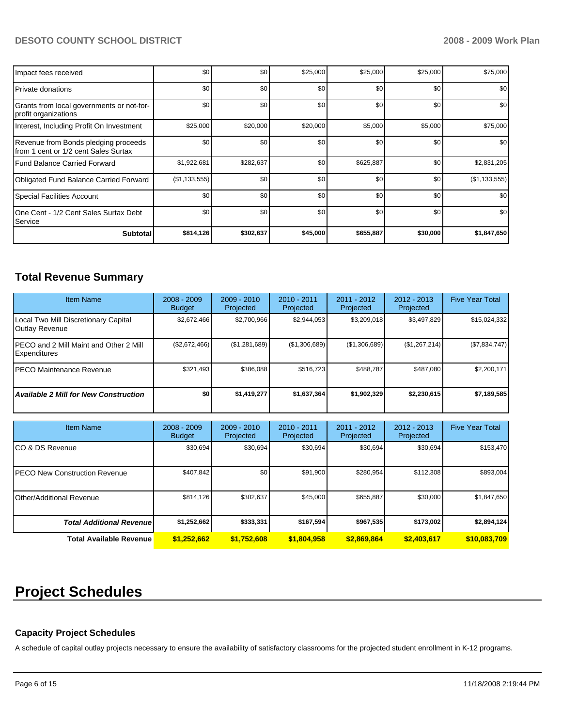| | | | | | | |
|---|---|---|---|---|---|---|
| Impact fees received | $0 | $0 | $25,000 | $25,000 | $25,000 | $75,000 |
| Private donations | $0 | $0 | $0 | $0 | $0 | $0 |
| Grants from local governments or not-for-profit organizations | $0 | $0 | $0 | $0 | $0 | $0 |
| Interest, Including Profit On Investment | $25,000 | $20,000 | $20,000 | $5,000 | $5,000 | $75,000 |
| Revenue from Bonds pledging proceeds from 1 cent or 1/2 cent Sales Surtax | $0 | $0 | $0 | $0 | $0 | $0 |
| Fund Balance Carried Forward | $1,922,681 | $282,637 | $0 | $625,887 | $0 | $2,831,205 |
| Obligated Fund Balance Carried Forward | ($1,133,555) | $0 | $0 | $0 | $0 | ($1,133,555) |
| Special Facilities Account | $0 | $0 | $0 | $0 | $0 | $0 |
| One Cent - 1/2 Cent Sales Surtax Debt Service | $0 | $0 | $0 | $0 | $0 | $0 |
| **Subtotal** | **$814,126** | **$302,637** | **$45,000** | **$655,887** | **$30,000** | **$1,847,650** |

## Total Revenue Summary

| Item Name | 2008 - 2009 Budget | 2009 - 2010 Projected | 2010 - 2011 Projected | 2011 - 2012 Projected | 2012 - 2013 Projected | Five Year Total |
|---|---|---|---|---|---|---|
| Local Two Mill Discretionary Capital Outlay Revenue | $2,672,466 | $2,700,966 | $2,944,053 | $3,209,018 | $3,497,829 | $15,024,332 |
| PECO and 2 Mill Maint and Other 2 Mill Expenditures | ($2,672,466) | ($1,281,689) | ($1,306,689) | ($1,306,689) | ($1,267,214) | ($7,834,747) |
| PECO Maintenance Revenue | $321,493 | $386,088 | $516,723 | $488,787 | $487,080 | $2,200,171 |
| ***Available 2 Mill for New Construction*** | **$0** | **$1,419,277** | **$1,637,364** | **$1,902,329** | **$2,230,615** | **$7,189,585** |

| Item Name | 2008 - 2009 Budget | 2009 - 2010 Projected | 2010 - 2011 Projected | 2011 - 2012 Projected | 2012 - 2013 Projected | Five Year Total |
|---|---|---|---|---|---|---|
| CO & DS Revenue | $30,694 | $30,694 | $30,694 | $30,694 | $30,694 | $153,470 |
| PECO New Construction Revenue | $407,842 | $0 | $91,900 | $280,954 | $112,308 | $893,004 |
| Other/Additional Revenue | $814,126 | $302,637 | $45,000 | $655,887 | $30,000 | $1,847,650 |
| ***Total Additional Revenue*** | **$1,252,662** | **$333,331** | **$167,594** | **$967,535** | **$173,002** | **$2,894,124** |
| **Total Available Revenue** | **$1,252,662** | **$1,752,608** | **$1,804,958** | **$2,869,864** | **$2,403,617** | **$10,083,709** |

# Project Schedules

### Capacity Project Schedules

A schedule of capital outlay projects necessary to ensure the availability of satisfactory classrooms for the projected student enrollment in K-12 programs.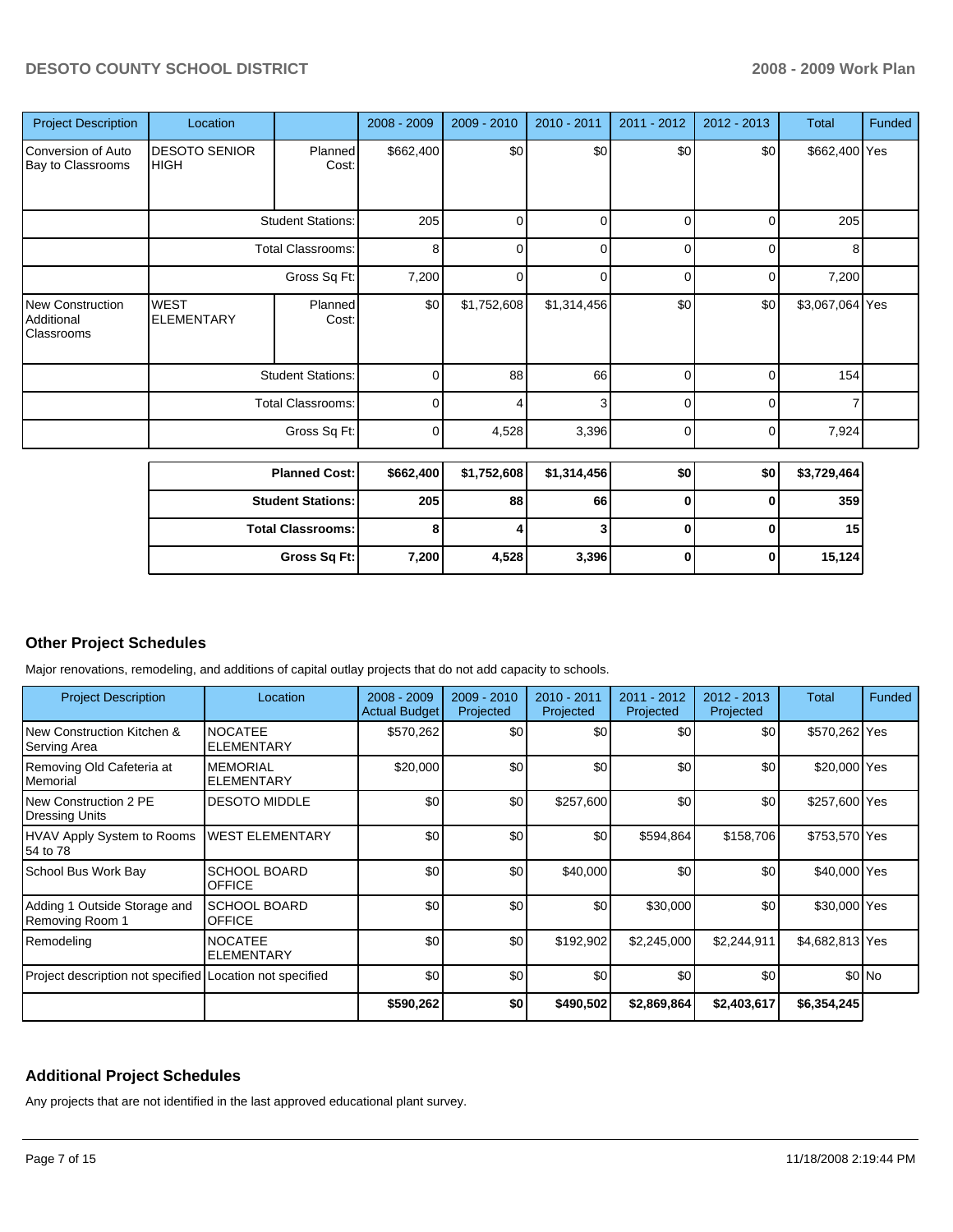| Project Description | Location | | 2008 - 2009 | 2009 - 2010 | 2010 - 2011 | 2011 - 2012 | 2012 - 2013 | Total | Funded |
|---|---|---|---|---|---|---|---|---|---|
| Conversion of Auto Bay to Classrooms | DESOTO SENIOR HIGH | Planned Cost: | $662,400 | $0 | $0 | $0 | $0 | $662,400 | Yes |
| | | Student Stations: | 205 | 0 | 0 | 0 | 0 | 205 | |
| | | Total Classrooms: | 8 | 0 | 0 | 0 | 0 | 8 | |
| | | Gross Sq Ft: | 7,200 | 0 | 0 | 0 | 0 | 7,200 | |
| New Construction Additional Classrooms | WEST ELEMENTARY | Planned Cost: | $0 | $1,752,608 | $1,314,456 | $0 | $0 | $3,067,064 | Yes |
| | | Student Stations: | 0 | 88 | 66 | 0 | 0 | 154 | |
| | | Total Classrooms: | 0 | 4 | 3 | 0 | 0 | 7 | |
| | | Gross Sq Ft: | 0 | 4,528 | 3,396 | 0 | 0 | 7,924 | |

| | 2008 - 2009 | 2009 - 2010 | 2010 - 2011 | 2011 - 2012 | 2012 - 2013 | Total |
|---|---|---|---|---|---|---|
| **Planned Cost:** | **$662,400** | **$1,752,608** | **$1,314,456** | **$0** | **$0** | **$3,729,464** |
| **Student Stations:** | **205** | **88** | **66** | **0** | **0** | **359** |
| **Total Classrooms:** | **8** | **4** | **3** | **0** | **0** | **15** |
| **Gross Sq Ft:** | **7,200** | **4,528** | **3,396** | **0** | **0** | **15,124** |

## Other Project Schedules

Major renovations, remodeling, and additions of capital outlay projects that do not add capacity to schools.

| Project Description | Location | 2008 - 2009 Actual Budget | 2009 - 2010 Projected | 2010 - 2011 Projected | 2011 - 2012 Projected | 2012 - 2013 Projected | Total | Funded |
|---|---|---|---|---|---|---|---|---|
| New Construction Kitchen & Serving Area | NOCATEE ELEMENTARY | $570,262 | $0 | $0 | $0 | $0 | $570,262 | Yes |
| Removing Old Cafeteria at Memorial | MEMORIAL ELEMENTARY | $20,000 | $0 | $0 | $0 | $0 | $20,000 | Yes |
| New Construction 2 PE Dressing Units | DESOTO MIDDLE | $0 | $0 | $257,600 | $0 | $0 | $257,600 | Yes |
| HVAV Apply System to Rooms 54 to 78 | WEST ELEMENTARY | $0 | $0 | $0 | $594,864 | $158,706 | $753,570 | Yes |
| School Bus Work Bay | SCHOOL BOARD OFFICE | $0 | $0 | $40,000 | $0 | $0 | $40,000 | Yes |
| Adding 1 Outside Storage and Removing Room 1 | SCHOOL BOARD OFFICE | $0 | $0 | $0 | $30,000 | $0 | $30,000 | Yes |
| Remodeling | NOCATEE ELEMENTARY | $0 | $0 | $192,902 | $2,245,000 | $2,244,911 | $4,682,813 | Yes |
| Project description not specified | Location not specified | $0 | $0 | $0 | $0 | $0 | $0 | No |
| | | **$590,262** | **$0** | **$490,502** | **$2,869,864** | **$2,403,617** | **$6,354,245** | |

## Additional Project Schedules

Any projects that are not identified in the last approved educational plant survey.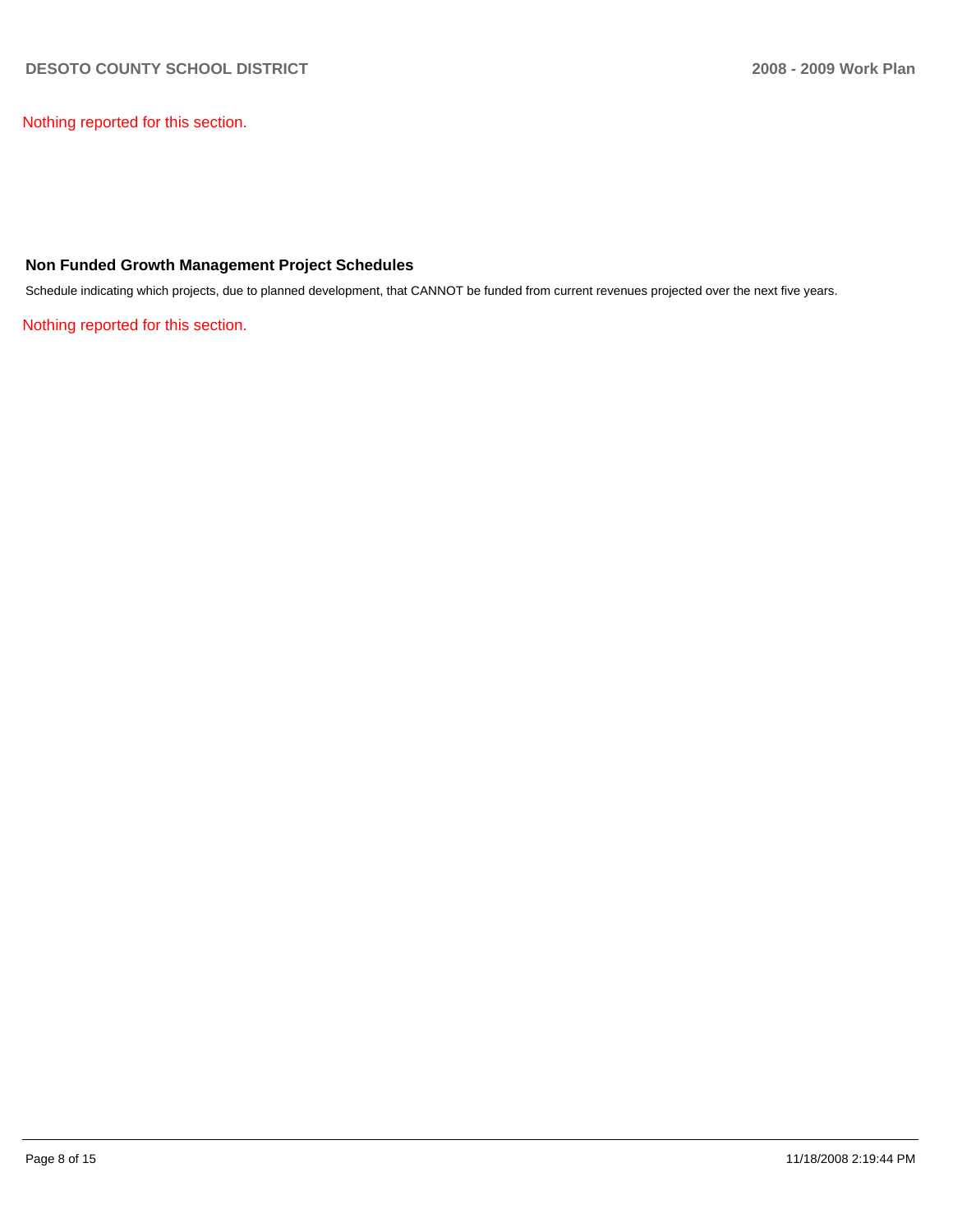Nothing reported for this section.

## Non Funded Growth Management Project Schedules

Schedule indicating which projects, due to planned development, that CANNOT be funded from current revenues projected over the next five years.

Nothing reported for this section.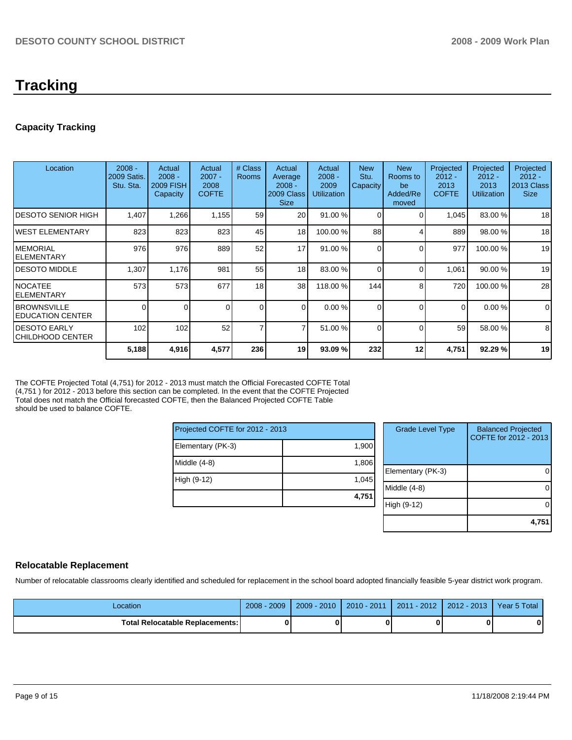# Tracking

## Capacity Tracking

| Location | 2008 - 2009 Satis. Stu. Sta. | Actual 2008 - 2009 FISH Capacity | Actual 2007 - 2008 COFTE | # Class Rooms | Actual Average 2008 - 2009 Class Size | Actual 2008 - 2009 Utilization | New Stu. Capacity | New Rooms to be Added/Removed | Projected 2012 - 2013 COFTE | Projected 2012 - 2013 Utilization | Projected 2012 - 2013 Class Size |
|---|---|---|---|---|---|---|---|---|---|---|---|
| DESOTO SENIOR HIGH | 1,407 | 1,266 | 1,155 | 59 | 20 | 91.00 % | 0 | 0 | 1,045 | 83.00 % | 18 |
| WEST ELEMENTARY | 823 | 823 | 823 | 45 | 18 | 100.00 % | 88 | 4 | 889 | 98.00 % | 18 |
| MEMORIAL ELEMENTARY | 976 | 976 | 889 | 52 | 17 | 91.00 % | 0 | 0 | 977 | 100.00 % | 19 |
| DESOTO MIDDLE | 1,307 | 1,176 | 981 | 55 | 18 | 83.00 % | 0 | 0 | 1,061 | 90.00 % | 19 |
| NOCATEE ELEMENTARY | 573 | 573 | 677 | 18 | 38 | 118.00 % | 144 | 8 | 720 | 100.00 % | 28 |
| BROWNSVILLE EDUCATION CENTER | 0 | 0 | 0 | 0 | 0 | 0.00 % | 0 | 0 | 0 | 0.00 % | 0 |
| DESOTO EARLY CHILDHOOD CENTER | 102 | 102 | 52 | 7 | 7 | 51.00 % | 0 | 0 | 59 | 58.00 % | 8 |
| | **5,188** | **4,916** | **4,577** | **236** | **19** | **93.09 %** | **232** | **12** | **4,751** | **92.29 %** | **19** |

The COFTE Projected Total (4,751) for 2012 - 2013 must match the Official Forecasted COFTE Total (4,751 ) for 2012 - 2013 before this section can be completed. In the event that the COFTE Projected Total does not match the Official forecasted COFTE, then the Balanced Projected COFTE Table should be used to balance COFTE.

| Projected COFTE for 2012 - 2013 | |
|---|---|
| Elementary (PK-3) | 1,900 |
| Middle (4-8) | 1,806 |
| High (9-12) | 1,045 |
| | **4,751** |

| Grade Level Type | Balanced Projected COFTE for 2012 - 2013 |
|---|---|
| Elementary (PK-3) | 0 |
| Middle (4-8) | 0 |
| High (9-12) | 0 |
| | **4,751** |

## Relocatable Replacement

Number of relocatable classrooms clearly identified and scheduled for replacement in the school board adopted financially feasible 5-year district work program.

| Location | 2008 - 2009 | 2009 - 2010 | 2010 - 2011 | 2011 - 2012 | 2012 - 2013 | Year 5 Total |
|---|---|---|---|---|---|---|
| **Total Relocatable Replacements:** | **0** | **0** | **0** | **0** | **0** | **0** |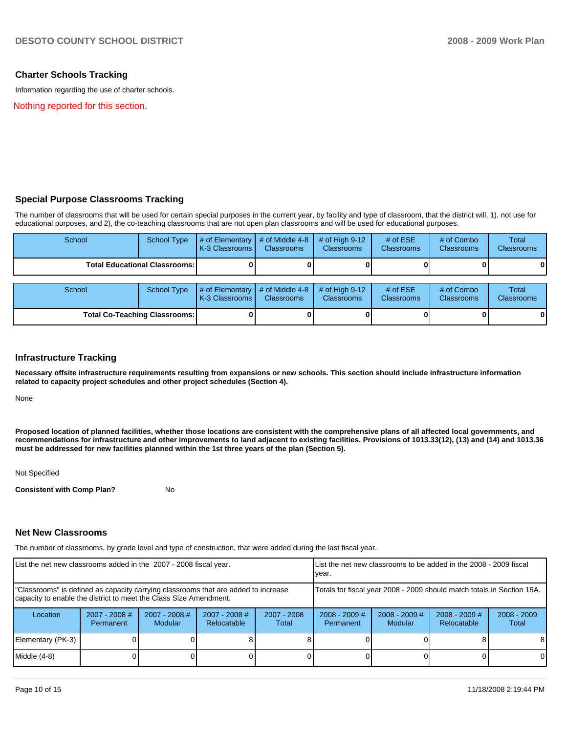## Charter Schools Tracking

Information regarding the use of charter schools.

Nothing reported for this section.

## Special Purpose Classrooms Tracking

The number of classrooms that will be used for certain special purposes in the current year, by facility and type of classroom, that the district will, 1), not use for educational purposes, and 2), the co-teaching classrooms that are not open plan classrooms and will be used for educational purposes.

| School | School Type | # of Elementary K-3 Classrooms | # of Middle 4-8 Classrooms | # of High 9-12 Classrooms | # of ESE Classrooms | # of Combo Classrooms | Total Classrooms |
|---|---|---|---|---|---|---|---|
| **Total Educational Classrooms:** | | **0** | **0** | **0** | **0** | **0** | **0** |

| School | School Type | # of Elementary K-3 Classrooms | # of Middle 4-8 Classrooms | # of High 9-12 Classrooms | # of ESE Classrooms | # of Combo Classrooms | Total Classrooms |
|---|---|---|---|---|---|---|---|
| **Total Co-Teaching Classrooms:** | | **0** | **0** | **0** | **0** | **0** | **0** |

## Infrastructure Tracking

**Necessary offsite infrastructure requirements resulting from expansions or new schools. This section should include infrastructure information related to capacity project schedules and other project schedules (Section 4).**

None

**Proposed location of planned facilities, whether those locations are consistent with the comprehensive plans of all affected local governments, and recommendations for infrastructure and other improvements to land adjacent to existing facilities. Provisions of 1013.33(12), (13) and (14) and 1013.36 must be addressed for new facilities planned within the 1st three years of the plan (Section 5).**

Not Specified

**Consistent with Comp Plan?** No

## Net New Classrooms

The number of classrooms, by grade level and type of construction, that were added during the last fiscal year.

| List the net new classrooms added in the 2007 - 2008 fiscal year. | | | | | List the net new classrooms to be added in the 2008 - 2009 fiscal year. | | | |
|---|---|---|---|---|---|---|---|---|
| "Classrooms" is defined as capacity carrying classrooms that are added to increase capacity to enable the district to meet the Class Size Amendment. | | | | | Totals for fiscal year 2008 - 2009 should match totals in Section 15A. | | | |
| Location | 2007 - 2008 # Permanent | 2007 - 2008 # Modular | 2007 - 2008 # Relocatable | 2007 - 2008 Total | 2008 - 2009 # Permanent | 2008 - 2009 # Modular | 2008 - 2009 # Relocatable | 2008 - 2009 Total |
| Elementary (PK-3) | 0 | 0 | 8 | 8 | 0 | 0 | 8 | 8 |
| Middle (4-8) | 0 | 0 | 0 | 0 | 0 | 0 | 0 | 0 |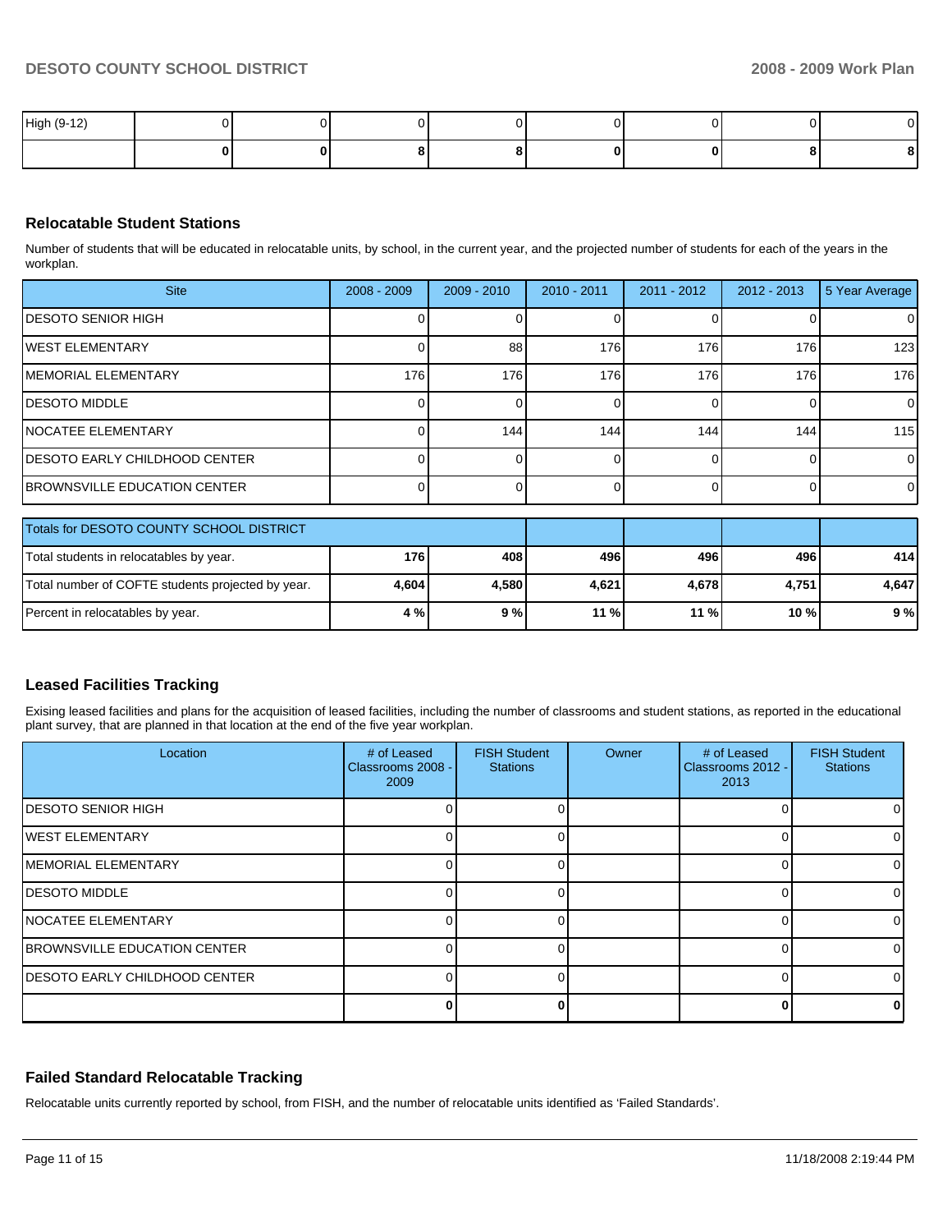| High (9-12) | 0 | 0 | 0 | 0 | 0 | 0 | 0 | 0 |
|---|---|---|---|---|---|---|---|---|
| | **0** | **0** | **8** | **8** | **0** | **0** | **8** | **8** |

## Relocatable Student Stations

Number of students that will be educated in relocatable units, by school, in the current year, and the projected number of students for each of the years in the workplan.

| Site | 2008 - 2009 | 2009 - 2010 | 2010 - 2011 | 2011 - 2012 | 2012 - 2013 | 5 Year Average |
|---|---|---|---|---|---|---|
| DESOTO SENIOR HIGH | 0 | 0 | 0 | 0 | 0 | 0 |
| WEST ELEMENTARY | 0 | 88 | 176 | 176 | 176 | 123 |
| MEMORIAL ELEMENTARY | 176 | 176 | 176 | 176 | 176 | 176 |
| DESOTO MIDDLE | 0 | 0 | 0 | 0 | 0 | 0 |
| NOCATEE ELEMENTARY | 0 | 144 | 144 | 144 | 144 | 115 |
| DESOTO EARLY CHILDHOOD CENTER | 0 | 0 | 0 | 0 | 0 | 0 |
| BROWNSVILLE EDUCATION CENTER | 0 | 0 | 0 | 0 | 0 | 0 |

| Totals for DESOTO COUNTY SCHOOL DISTRICT | | | | | | |
|---|---|---|---|---|---|---|
| Total students in relocatables by year. | **176** | **408** | **496** | **496** | **496** | **414** |
| Total number of COFTE students projected by year. | **4,604** | **4,580** | **4,621** | **4,678** | **4,751** | **4,647** |
| Percent in relocatables by year. | **4 %** | **9 %** | **11 %** | **11 %** | **10 %** | **9 %** |

## Leased Facilities Tracking

Exising leased facilities and plans for the acquisition of leased facilities, including the number of classrooms and student stations, as reported in the educational plant survey, that are planned in that location at the end of the five year workplan.

| Location | # of Leased Classrooms 2008 - 2009 | FISH Student Stations | Owner | # of Leased Classrooms 2012 - 2013 | FISH Student Stations |
|---|---|---|---|---|---|
| DESOTO SENIOR HIGH | 0 | 0 | | 0 | 0 |
| WEST ELEMENTARY | 0 | 0 | | 0 | 0 |
| MEMORIAL ELEMENTARY | 0 | 0 | | 0 | 0 |
| DESOTO MIDDLE | 0 | 0 | | 0 | 0 |
| NOCATEE ELEMENTARY | 0 | 0 | | 0 | 0 |
| BROWNSVILLE EDUCATION CENTER | 0 | 0 | | 0 | 0 |
| DESOTO EARLY CHILDHOOD CENTER | 0 | 0 | | 0 | 0 |
| | **0** | **0** | | **0** | **0** |

## Failed Standard Relocatable Tracking

Relocatable units currently reported by school, from FISH, and the number of relocatable units identified as 'Failed Standards'.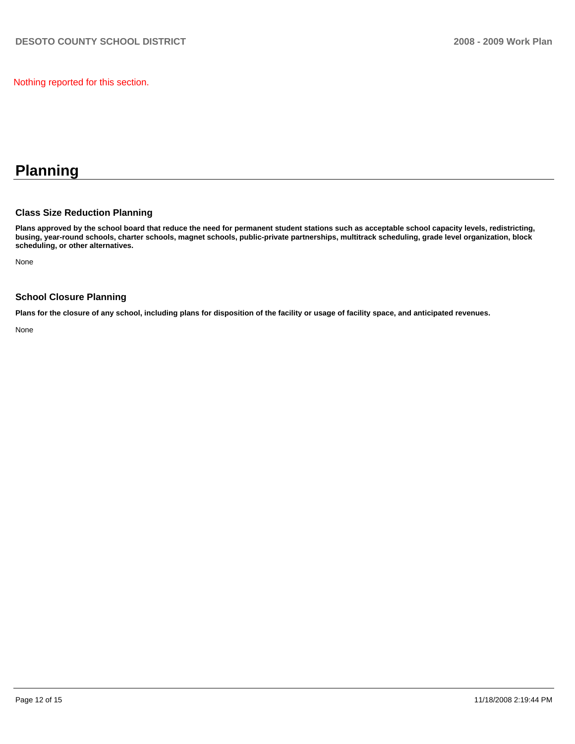Nothing reported for this section.

# Planning

### Class Size Reduction Planning

**Plans approved by the school board that reduce the need for permanent student stations such as acceptable school capacity levels, redistricting, busing, year-round schools, charter schools, magnet schools, public-private partnerships, multitrack scheduling, grade level organization, block scheduling, or other alternatives.**

None

### School Closure Planning

**Plans for the closure of any school, including plans for disposition of the facility or usage of facility space, and anticipated revenues.**

None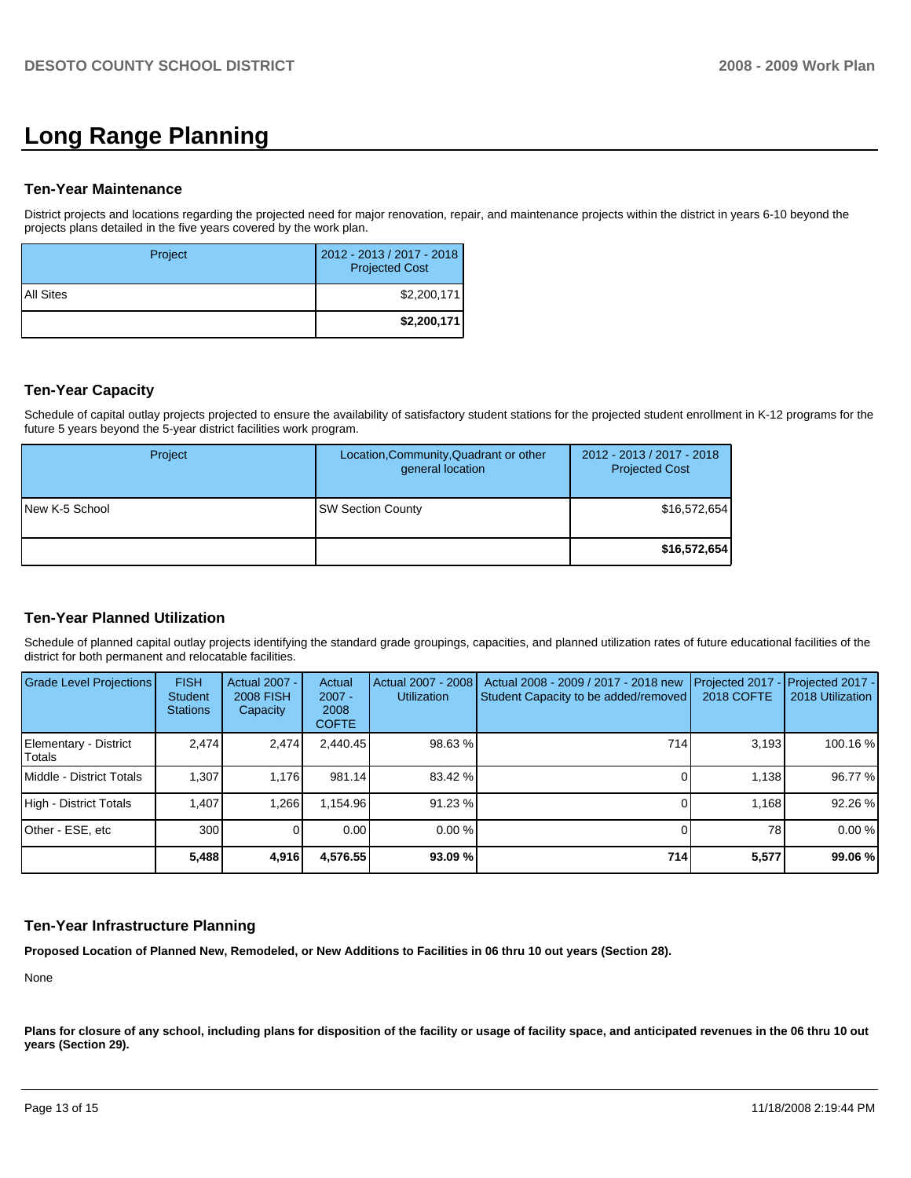# Long Range Planning

### Ten-Year Maintenance

District projects and locations regarding the projected need for major renovation, repair, and maintenance projects within the district in years 6-10 beyond the projects plans detailed in the five years covered by the work plan.

| Project | 2012 - 2013 / 2017 - 2018 Projected Cost |
|---|---|
| All Sites | $2,200,171 |
| | **$2,200,171** |

### Ten-Year Capacity

Schedule of capital outlay projects projected to ensure the availability of satisfactory student stations for the projected student enrollment in K-12 programs for the future 5 years beyond the 5-year district facilities work program.

| Project | Location,Community,Quadrant or other general location | 2012 - 2013 / 2017 - 2018 Projected Cost |
|---|---|---|
| New K-5 School | SW Section County | $16,572,654 |
| | | **$16,572,654** |

### Ten-Year Planned Utilization

Schedule of planned capital outlay projects identifying the standard grade groupings, capacities, and planned utilization rates of future educational facilities of the district for both permanent and relocatable facilities.

| Grade Level Projections | FISH Student Stations | Actual 2007 - 2008 FISH Capacity | Actual 2007 - 2008 COFTE | Actual 2007 - 2008 Utilization | Actual 2008 - 2009 / 2017 - 2018 new Student Capacity to be added/removed | Projected 2017 - 2018 COFTE | Projected 2017 - 2018 Utilization |
|---|---|---|---|---|---|---|---|
| Elementary - District Totals | 2,474 | 2,474 | 2,440.45 | 98.63 % | 714 | 3,193 | 100.16 % |
| Middle - District Totals | 1,307 | 1,176 | 981.14 | 83.42 % | 0 | 1,138 | 96.77 % |
| High - District Totals | 1,407 | 1,266 | 1,154.96 | 91.23 % | 0 | 1,168 | 92.26 % |
| Other - ESE, etc | 300 | 0 | 0.00 | 0.00 % | 0 | 78 | 0.00 % |
| | **5,488** | **4,916** | **4,576.55** | **93.09 %** | **714** | **5,577** | **99.06 %** |

### Ten-Year Infrastructure Planning

**Proposed Location of Planned New, Remodeled, or New Additions to Facilities in 06 thru 10 out years (Section 28).**

None

**Plans for closure of any school, including plans for disposition of the facility or usage of facility space, and anticipated revenues in the 06 thru 10 out years (Section 29).**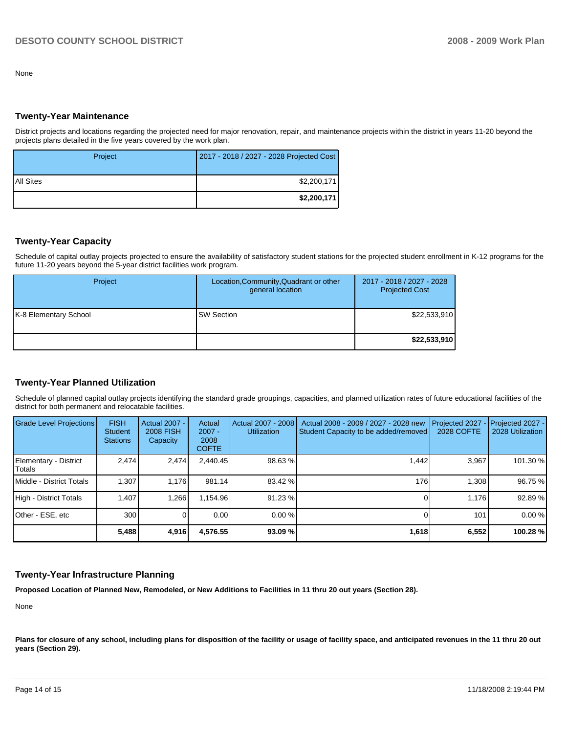None

## Twenty-Year Maintenance

District projects and locations regarding the projected need for major renovation, repair, and maintenance projects within the district in years 11-20 beyond the projects plans detailed in the five years covered by the work plan.

| Project | 2017 - 2018 / 2027 - 2028 Projected Cost |
|---|---|
| All Sites | $2,200,171 |
| | **$2,200,171** |

## Twenty-Year Capacity

Schedule of capital outlay projects projected to ensure the availability of satisfactory student stations for the projected student enrollment in K-12 programs for the future 11-20 years beyond the 5-year district facilities work program.

| Project | Location,Community,Quadrant or other general location | 2017 - 2018 / 2027 - 2028 Projected Cost |
|---|---|---|
| K-8 Elementary School | SW Section | $22,533,910 |
| | | **$22,533,910** |

## Twenty-Year Planned Utilization

Schedule of planned capital outlay projects identifying the standard grade groupings, capacities, and planned utilization rates of future educational facilities of the district for both permanent and relocatable facilities.

| Grade Level Projections | FISH Student Stations | Actual 2007 - 2008 FISH Capacity | Actual 2007 - 2008 COFTE | Actual 2007 - 2008 Utilization | Actual 2008 - 2009 / 2027 - 2028 new Student Capacity to be added/removed | Projected 2027 - 2028 COFTE | Projected 2027 - 2028 Utilization |
|---|---|---|---|---|---|---|---|
| Elementary - District Totals | 2,474 | 2,474 | 2,440.45 | 98.63 % | 1,442 | 3,967 | 101.30 % |
| Middle - District Totals | 1,307 | 1,176 | 981.14 | 83.42 % | 176 | 1,308 | 96.75 % |
| High - District Totals | 1,407 | 1,266 | 1,154.96 | 91.23 % | 0 | 1,176 | 92.89 % |
| Other - ESE, etc | 300 | 0 | 0.00 | 0.00 % | 0 | 101 | 0.00 % |
| | **5,488** | **4,916** | **4,576.55** | **93.09 %** | **1,618** | **6,552** | **100.28 %** |

## Twenty-Year Infrastructure Planning

**Proposed Location of Planned New, Remodeled, or New Additions to Facilities in 11 thru 20 out years (Section 28).**

None

**Plans for closure of any school, including plans for disposition of the facility or usage of facility space, and anticipated revenues in the 11 thru 20 out years (Section 29).**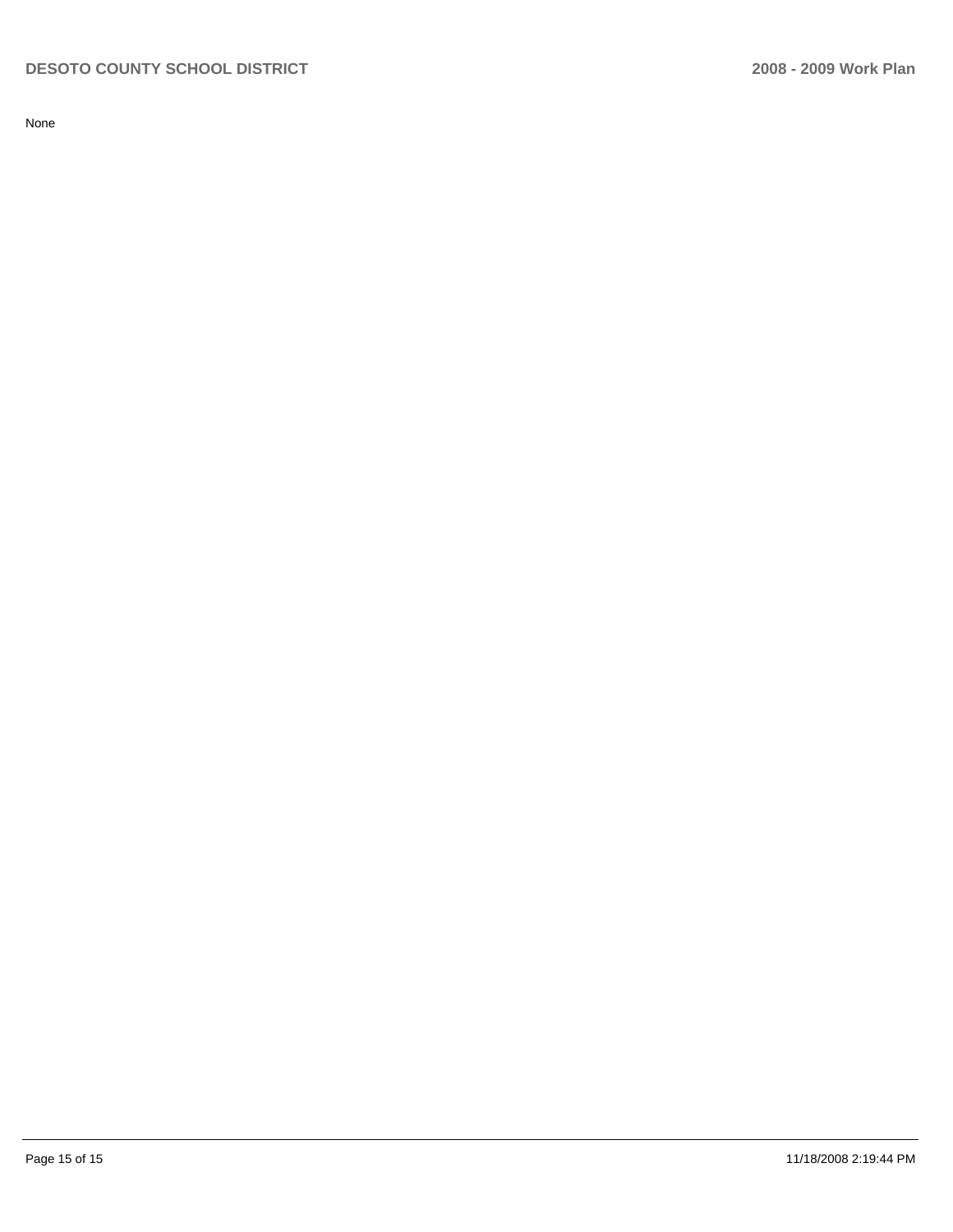None